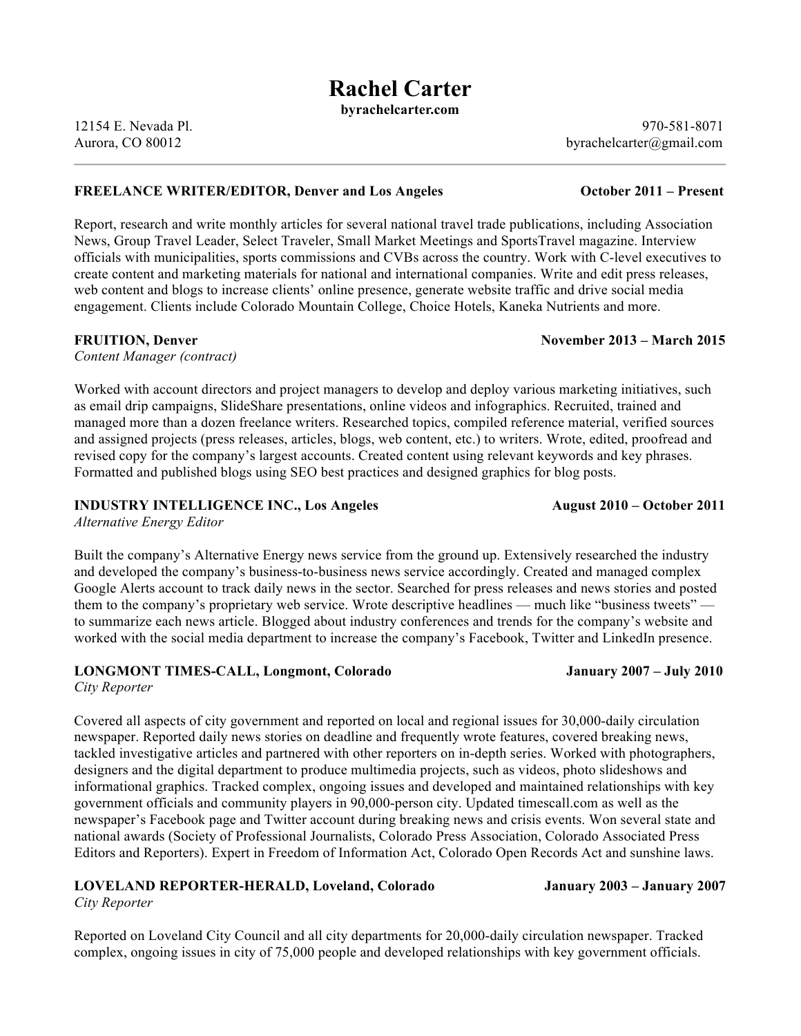# Rachel Carter

**byrachelcarter.com**

12154 E. Nevada Pl.
Aurora, CO 80012

970-581-8071
byrachelcarter@gmail.com

---

**FREELANCE WRITER/EDITOR, Denver and Los Angeles** **October 2011 – Present**

Report, research and write monthly articles for several national travel trade publications, including Association News, Group Travel Leader, Select Traveler, Small Market Meetings and SportsTravel magazine. Interview officials with municipalities, sports commissions and CVBs across the country. Work with C-level executives to create content and marketing materials for national and international companies. Write and edit press releases, web content and blogs to increase clients' online presence, generate website traffic and drive social media engagement. Clients include Colorado Mountain College, Choice Hotels, Kaneka Nutrients and more.

**FRUITION, Denver** **November 2013 – March 2015**
*Content Manager (contract)*

Worked with account directors and project managers to develop and deploy various marketing initiatives, such as email drip campaigns, SlideShare presentations, online videos and infographics. Recruited, trained and managed more than a dozen freelance writers. Researched topics, compiled reference material, verified sources and assigned projects (press releases, articles, blogs, web content, etc.) to writers. Wrote, edited, proofread and revised copy for the company's largest accounts. Created content using relevant keywords and key phrases. Formatted and published blogs using SEO best practices and designed graphics for blog posts.

**INDUSTRY INTELLIGENCE INC., Los Angeles** **August 2010 – October 2011**
*Alternative Energy Editor*

Built the company's Alternative Energy news service from the ground up. Extensively researched the industry and developed the company's business-to-business news service accordingly. Created and managed complex Google Alerts account to track daily news in the sector. Searched for press releases and news stories and posted them to the company's proprietary web service. Wrote descriptive headlines — much like "business tweets" — to summarize each news article. Blogged about industry conferences and trends for the company's website and worked with the social media department to increase the company's Facebook, Twitter and LinkedIn presence.

**LONGMONT TIMES-CALL, Longmont, Colorado** **January 2007 – July 2010**
*City Reporter*

Covered all aspects of city government and reported on local and regional issues for 30,000-daily circulation newspaper. Reported daily news stories on deadline and frequently wrote features, covered breaking news, tackled investigative articles and partnered with other reporters on in-depth series. Worked with photographers, designers and the digital department to produce multimedia projects, such as videos, photo slideshows and informational graphics. Tracked complex, ongoing issues and developed and maintained relationships with key government officials and community players in 90,000-person city. Updated timescall.com as well as the newspaper's Facebook page and Twitter account during breaking news and crisis events. Won several state and national awards (Society of Professional Journalists, Colorado Press Association, Colorado Associated Press Editors and Reporters). Expert in Freedom of Information Act, Colorado Open Records Act and sunshine laws.

**LOVELAND REPORTER-HERALD, Loveland, Colorado** **January 2003 – January 2007**
*City Reporter*

Reported on Loveland City Council and all city departments for 20,000-daily circulation newspaper. Tracked complex, ongoing issues in city of 75,000 people and developed relationships with key government officials.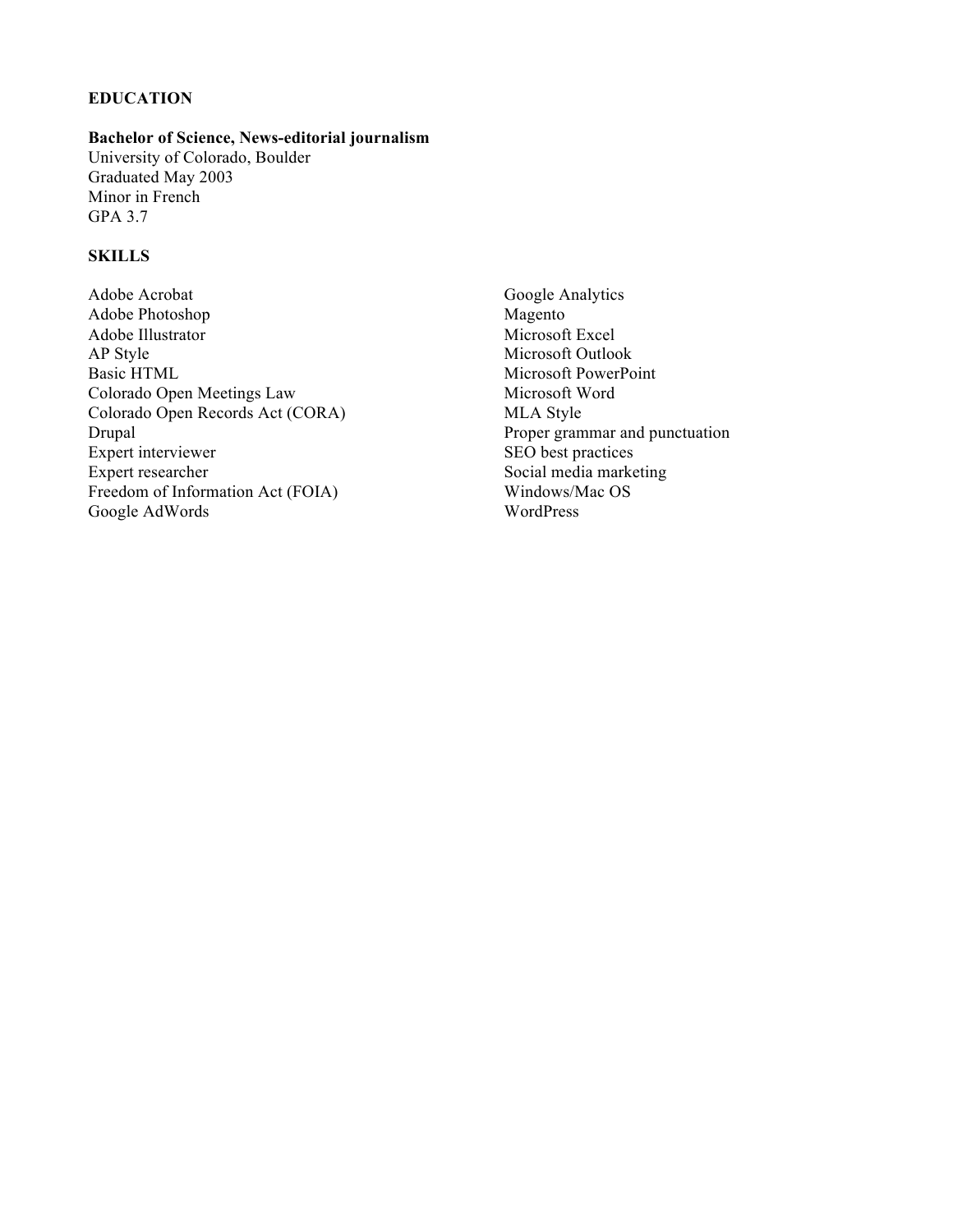## EDUCATION

**Bachelor of Science, News-editorial journalism**
University of Colorado, Boulder
Graduated May 2003
Minor in French
GPA 3.7

## SKILLS

Adobe Acrobat
Adobe Photoshop
Adobe Illustrator
AP Style
Basic HTML
Colorado Open Meetings Law
Colorado Open Records Act (CORA)
Drupal
Expert interviewer
Expert researcher
Freedom of Information Act (FOIA)
Google AdWords
Google Analytics
Magento
Microsoft Excel
Microsoft Outlook
Microsoft PowerPoint
Microsoft Word
MLA Style
Proper grammar and punctuation
SEO best practices
Social media marketing
Windows/Mac OS
WordPress